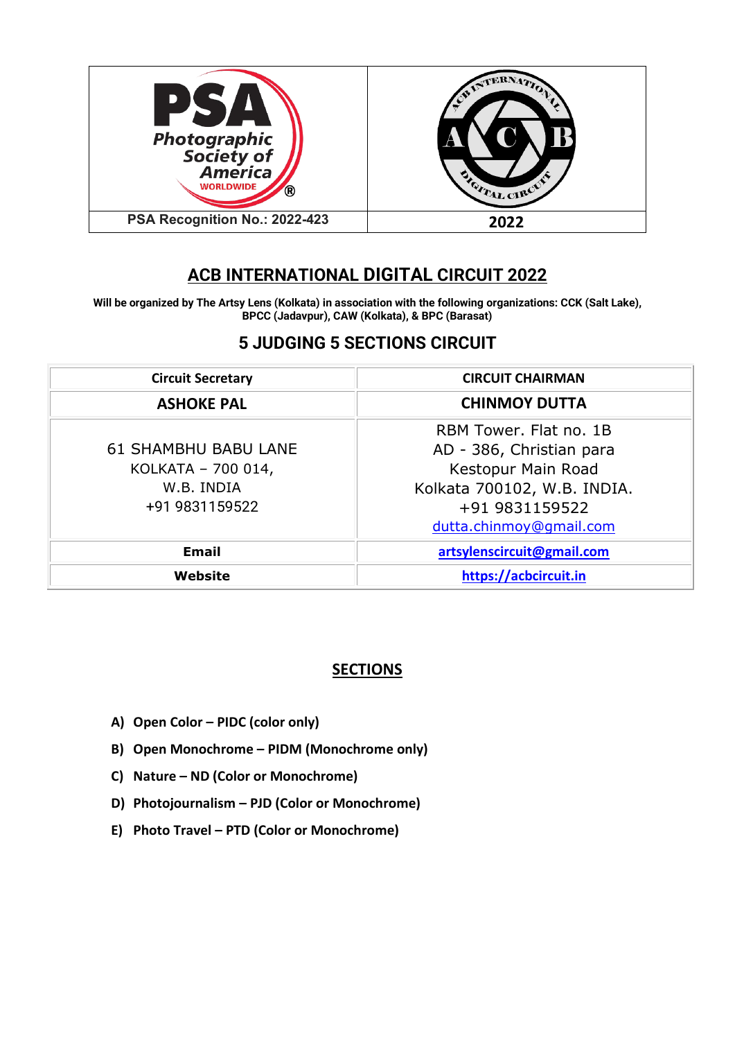| PSA Photographic Society of America WORLDWIDE | ACB INTERNATIONAL DIGITAL CIRCUIT |
|---|---|
| PSA Recognition No.: 2022-423 | 2022 |

# ACB INTERNATIONAL DIGITAL CIRCUIT 2022

**Will be organized by The Artsy Lens (Kolkata) in association with the following organizations: CCK (Salt Lake), BPCC (Jadavpur), CAW (Kolkata), & BPC (Barasat)**

## 5 JUDGING 5 SECTIONS CIRCUIT

| Circuit Secretary | CIRCUIT CHAIRMAN |
|---|---|
| **ASHOKE PAL** | **CHINMOY DUTTA** |
| 61 SHAMBHU BABU LANE<br>KOLKATA – 700 014,<br>W.B. INDIA<br>+91 9831159522 | RBM Tower. Flat no. 1B<br>AD - 386, Christian para<br>Kestopur Main Road<br>Kolkata 700102, W.B. INDIA.<br>+91 9831159522<br>dutta.chinmoy@gmail.com |
| **Email** | **artsylenscircuit@gmail.com** |
| **Website** | **https://acbcircuit.in** |

## SECTIONS

- **A) Open Color – PIDC (color only)**
- **B) Open Monochrome – PIDM (Monochrome only)**
- **C) Nature – ND (Color or Monochrome)**
- **D) Photojournalism – PJD (Color or Monochrome)**
- **E) Photo Travel – PTD (Color or Monochrome)**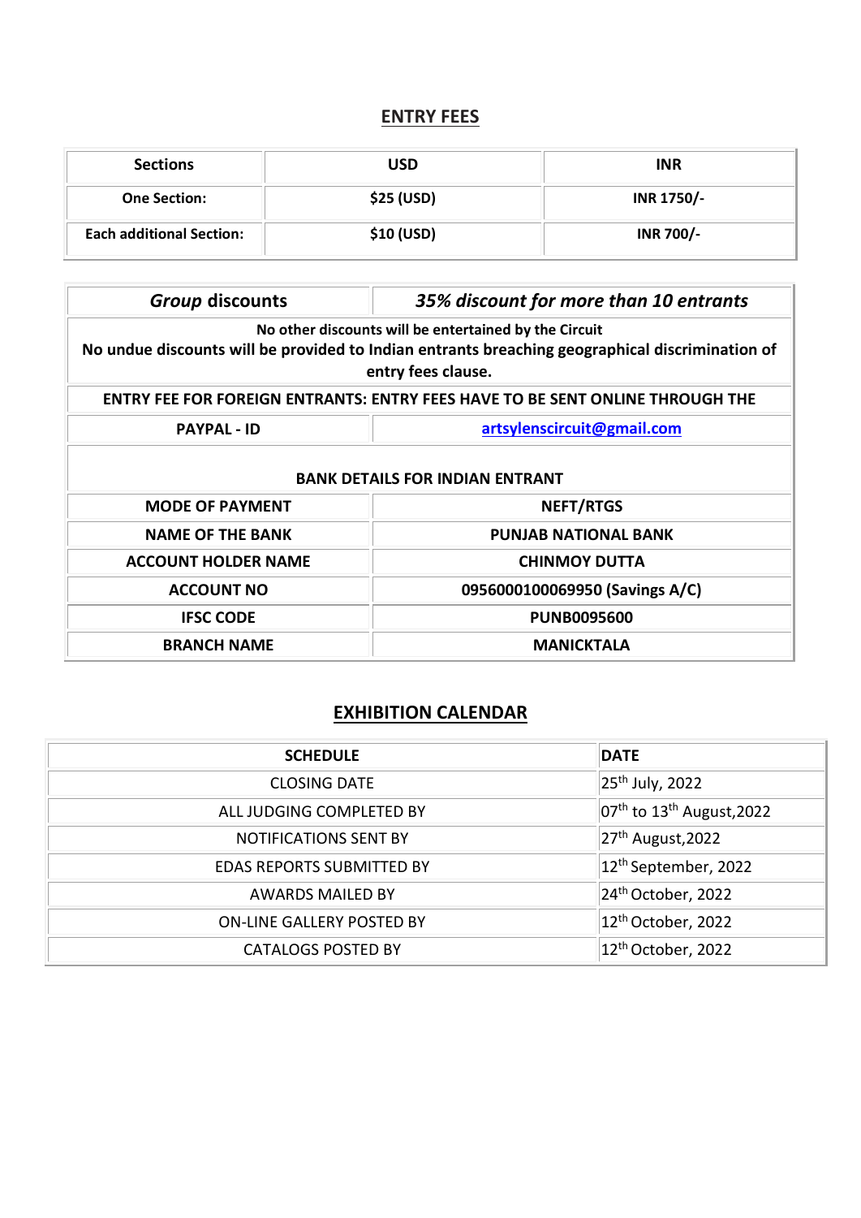## ENTRY FEES

| Sections | USD | INR |
|---|---|---|
| One Section: | $25 (USD) | INR 1750/- |
| Each additional Section: | $10 (USD) | INR 700/- |

| *Group* discounts | *35% discount for more than 10 entrants* |
|---|---|
| **No other discounts will be entertained by the Circuit**<br>**No undue discounts will be provided to Indian entrants breaching geographical discrimination of entry fees clause.** | |
| **ENTRY FEE FOR FOREIGN ENTRANTS: ENTRY FEES HAVE TO BE SENT ONLINE THROUGH THE** | |
| **PAYPAL - ID** | **artsylenscircuit@gmail.com** |
| **BANK DETAILS FOR INDIAN ENTRANT** | |
| **MODE OF PAYMENT** | **NEFT/RTGS** |
| **NAME OF THE BANK** | **PUNJAB NATIONAL BANK** |
| **ACCOUNT HOLDER NAME** | **CHINMOY DUTTA** |
| **ACCOUNT NO** | **0956000100069950 (Savings A/C)** |
| **IFSC CODE** | **PUNB0095600** |
| **BRANCH NAME** | **MANICKTALA** |

## EXHIBITION CALENDAR

| SCHEDULE | DATE |
|---|---|
| CLOSING DATE | 25th July, 2022 |
| ALL JUDGING COMPLETED BY | 07th to 13th August,2022 |
| NOTIFICATIONS SENT BY | 27th August,2022 |
| EDAS REPORTS SUBMITTED BY | 12th September, 2022 |
| AWARDS MAILED BY | 24th October, 2022 |
| ON-LINE GALLERY POSTED BY | 12th October, 2022 |
| CATALOGS POSTED BY | 12th October, 2022 |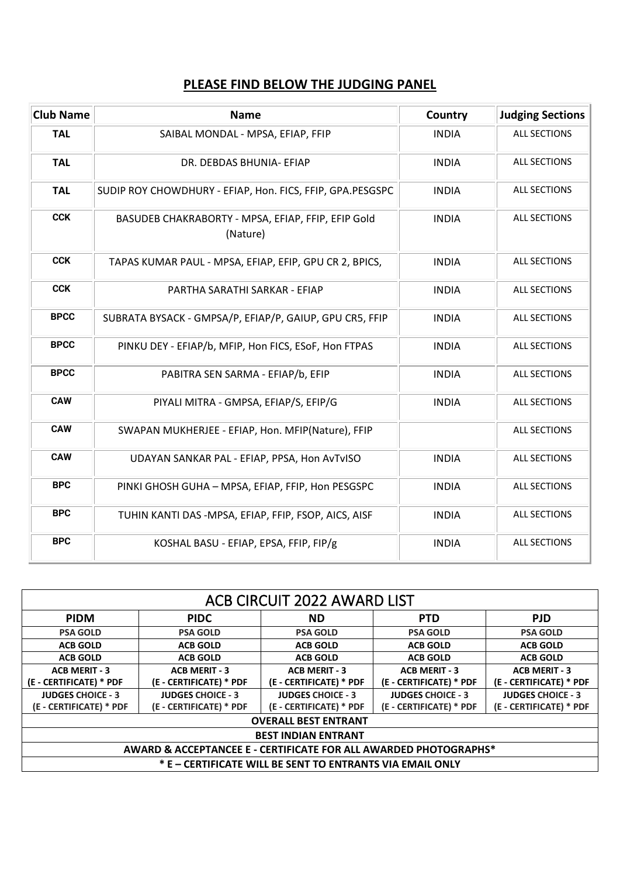## PLEASE FIND BELOW THE JUDGING PANEL

| Club Name | Name | Country | Judging Sections |
|---|---|---|---|
| TAL | SAIBAL MONDAL - MPSA, EFIAP, FFIP | INDIA | ALL SECTIONS |
| TAL | DR. DEBDAS BHUNIA- EFIAP | INDIA | ALL SECTIONS |
| TAL | SUDIP ROY CHOWDHURY - EFIAP, Hon. FICS, FFIP, GPA.PESGSPC | INDIA | ALL SECTIONS |
| CCK | BASUDEB CHAKRABORTY - MPSA, EFIAP, FFIP, EFIP Gold (Nature) | INDIA | ALL SECTIONS |
| CCK | TAPAS KUMAR PAUL - MPSA, EFIAP, EFIP, GPU CR 2, BPICS, | INDIA | ALL SECTIONS |
| CCK | PARTHA SARATHI SARKAR - EFIAP | INDIA | ALL SECTIONS |
| BPCC | SUBRATA BYSACK - GMPSA/P, EFIAP/P, GAIUP, GPU CR5, FFIP | INDIA | ALL SECTIONS |
| BPCC | PINKU DEY - EFIAP/b, MFIP, Hon FICS, ESoF, Hon FTPAS | INDIA | ALL SECTIONS |
| BPCC | PABITRA SEN SARMA - EFIAP/b, EFIP | INDIA | ALL SECTIONS |
| CAW | PIYALI MITRA - GMPSA, EFIAP/S, EFIP/G | INDIA | ALL SECTIONS |
| CAW | SWAPAN MUKHERJEE - EFIAP, Hon. MFIP(Nature), FFIP | | ALL SECTIONS |
| CAW | UDAYAN SANKAR PAL - EFIAP, PPSA, Hon AvTvISO | INDIA | ALL SECTIONS |
| BPC | PINKI GHOSH GUHA – MPSA, EFIAP, FFIP, Hon PESGSPC | INDIA | ALL SECTIONS |
| BPC | TUHIN KANTI DAS -MPSA, EFIAP, FFIP, FSOP, AICS, AISF | INDIA | ALL SECTIONS |
| BPC | KOSHAL BASU - EFIAP, EPSA, FFIP, FIP/g | INDIA | ALL SECTIONS |

## ACB CIRCUIT 2022 AWARD LIST

| PIDM | PIDC | ND | PTD | PJD |
|---|---|---|---|---|
| PSA GOLD | PSA GOLD | PSA GOLD | PSA GOLD | PSA GOLD |
| ACB GOLD | ACB GOLD | ACB GOLD | ACB GOLD | ACB GOLD |
| ACB GOLD | ACB GOLD | ACB GOLD | ACB GOLD | ACB GOLD |
| ACB MERIT - 3 (E - CERTIFICATE) * PDF | ACB MERIT - 3 (E - CERTIFICATE) * PDF | ACB MERIT - 3 (E - CERTIFICATE) * PDF | ACB MERIT - 3 (E - CERTIFICATE) * PDF | ACB MERIT - 3 (E - CERTIFICATE) * PDF |
| JUDGES CHOICE - 3 (E - CERTIFICATE) * PDF | JUDGES CHOICE - 3 (E - CERTIFICATE) * PDF | JUDGES CHOICE - 3 (E - CERTIFICATE) * PDF | JUDGES CHOICE - 3 (E - CERTIFICATE) * PDF | JUDGES CHOICE - 3 (E - CERTIFICATE) * PDF |
| OVERALL BEST ENTRANT | | | | |
| BEST INDIAN ENTRANT | | | | |
| AWARD & ACCEPTANCEE E - CERTIFICATE FOR ALL AWARDED PHOTOGRAPHS* | | | | |
| * E – CERTIFICATE WILL BE SENT TO ENTRANTS VIA EMAIL ONLY | | | | |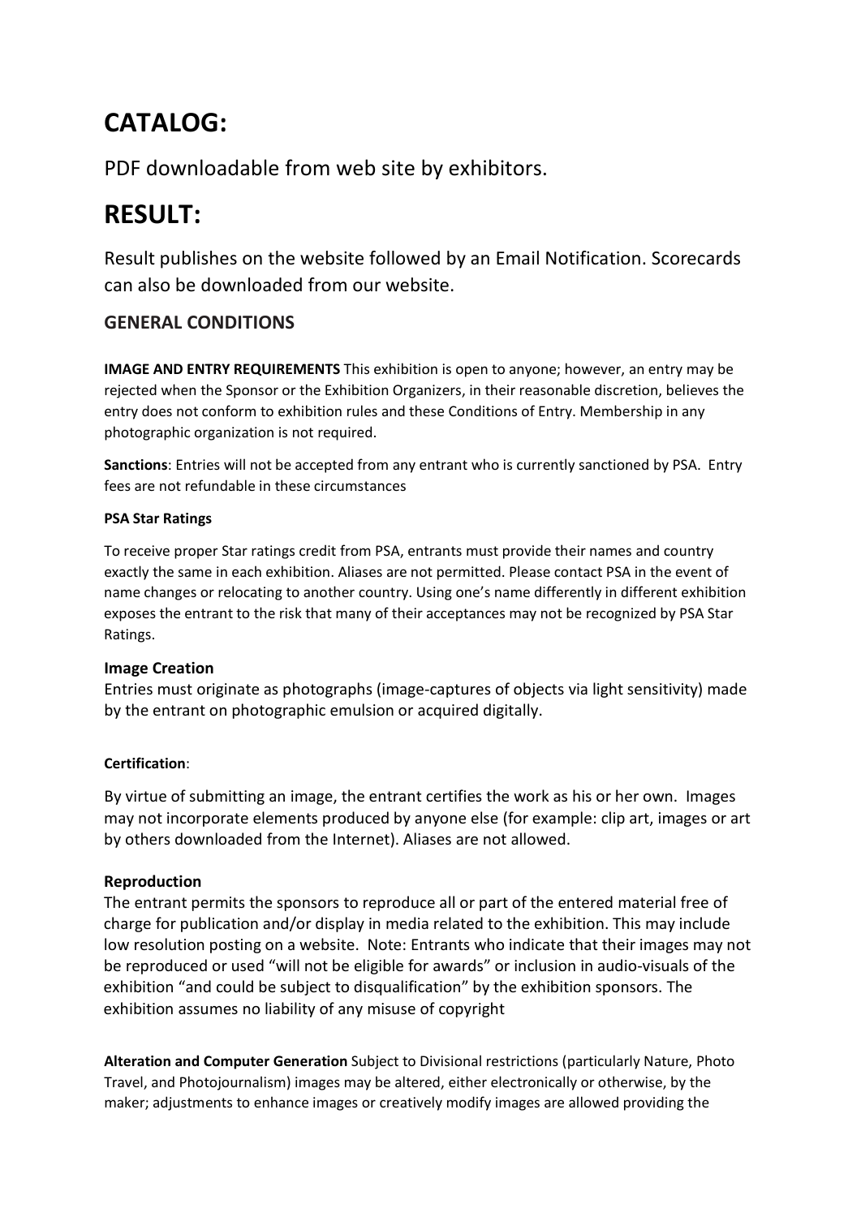# CATALOG:

PDF downloadable from web site by exhibitors.

# RESULT:

Result publishes on the website followed by an Email Notification. Scorecards can also be downloaded from our website.

## GENERAL CONDITIONS

**IMAGE AND ENTRY REQUIREMENTS** This exhibition is open to anyone; however, an entry may be rejected when the Sponsor or the Exhibition Organizers, in their reasonable discretion, believes the entry does not conform to exhibition rules and these Conditions of Entry. Membership in any photographic organization is not required.

**Sanctions**: Entries will not be accepted from any entrant who is currently sanctioned by PSA. Entry fees are not refundable in these circumstances

**PSA Star Ratings**

To receive proper Star ratings credit from PSA, entrants must provide their names and country exactly the same in each exhibition. Aliases are not permitted. Please contact PSA in the event of name changes or relocating to another country. Using one's name differently in different exhibition exposes the entrant to the risk that many of their acceptances may not be recognized by PSA Star Ratings.

**Image Creation**

Entries must originate as photographs (image-captures of objects via light sensitivity) made by the entrant on photographic emulsion or acquired digitally.

**Certification**:

By virtue of submitting an image, the entrant certifies the work as his or her own. Images may not incorporate elements produced by anyone else (for example: clip art, images or art by others downloaded from the Internet). Aliases are not allowed.

**Reproduction**

The entrant permits the sponsors to reproduce all or part of the entered material free of charge for publication and/or display in media related to the exhibition. This may include low resolution posting on a website. Note: Entrants who indicate that their images may not be reproduced or used "will not be eligible for awards" or inclusion in audio-visuals of the exhibition "and could be subject to disqualification" by the exhibition sponsors. The exhibition assumes no liability of any misuse of copyright

**Alteration and Computer Generation** Subject to Divisional restrictions (particularly Nature, Photo Travel, and Photojournalism) images may be altered, either electronically or otherwise, by the maker; adjustments to enhance images or creatively modify images are allowed providing the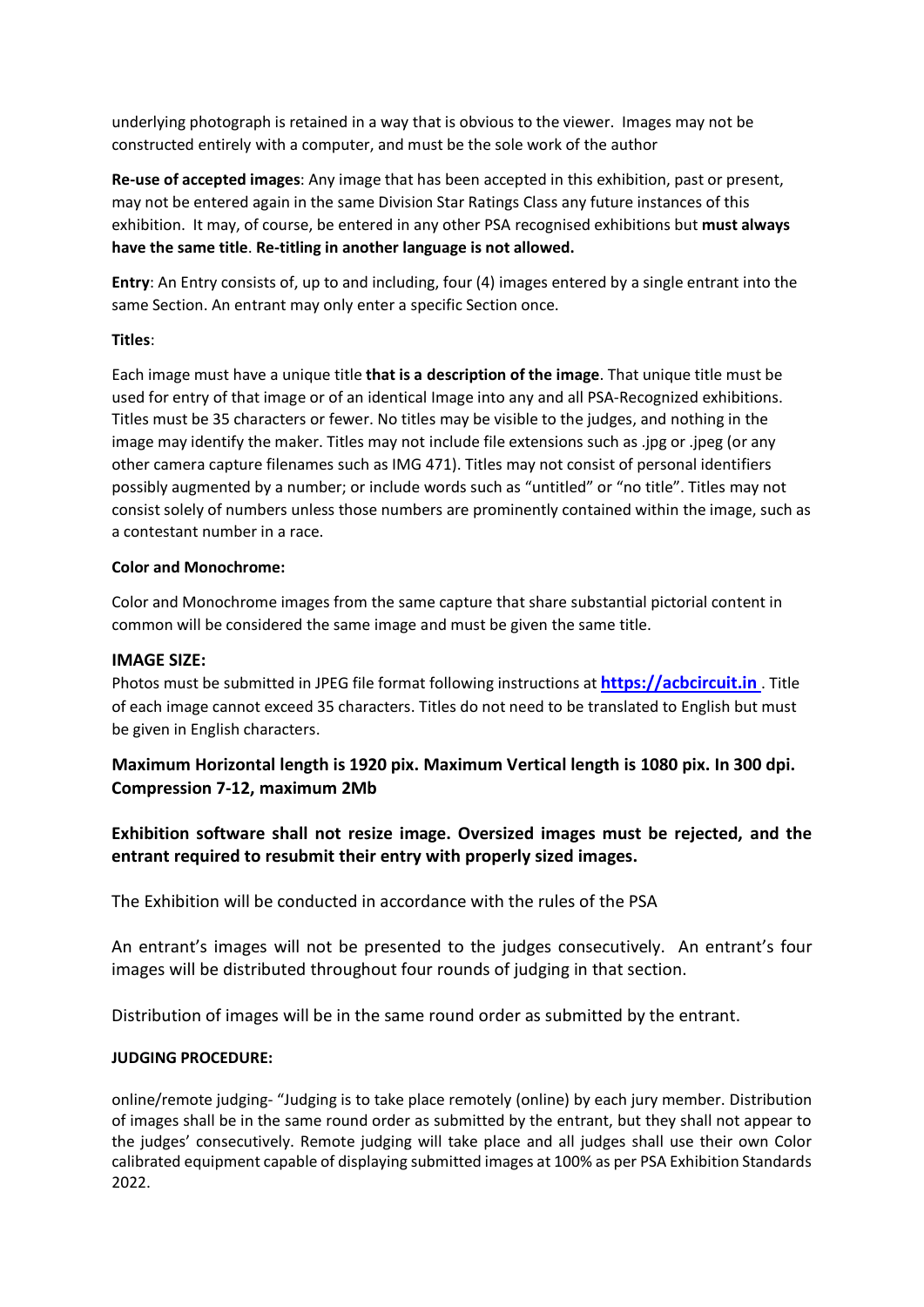underlying photograph is retained in a way that is obvious to the viewer. Images may not be constructed entirely with a computer, and must be the sole work of the author

**Re-use of accepted images**: Any image that has been accepted in this exhibition, past or present, may not be entered again in the same Division Star Ratings Class any future instances of this exhibition. It may, of course, be entered in any other PSA recognised exhibitions but **must always have the same title**. **Re-titling in another language is not allowed.**

**Entry**: An Entry consists of, up to and including, four (4) images entered by a single entrant into the same Section. An entrant may only enter a specific Section once.

**Titles**:

Each image must have a unique title **that is a description of the image**. That unique title must be used for entry of that image or of an identical Image into any and all PSA-Recognized exhibitions. Titles must be 35 characters or fewer. No titles may be visible to the judges, and nothing in the image may identify the maker. Titles may not include file extensions such as .jpg or .jpeg (or any other camera capture filenames such as IMG 471). Titles may not consist of personal identifiers possibly augmented by a number; or include words such as "untitled" or "no title". Titles may not consist solely of numbers unless those numbers are prominently contained within the image, such as a contestant number in a race.

**Color and Monochrome:**

Color and Monochrome images from the same capture that share substantial pictorial content in common will be considered the same image and must be given the same title.

**IMAGE SIZE:**

Photos must be submitted in JPEG file format following instructions at **https://acbcircuit.in** . Title of each image cannot exceed 35 characters. Titles do not need to be translated to English but must be given in English characters.

**Maximum Horizontal length is 1920 pix. Maximum Vertical length is 1080 pix. In 300 dpi. Compression 7-12, maximum 2Mb**

**Exhibition software shall not resize image. Oversized images must be rejected, and the entrant required to resubmit their entry with properly sized images.**

The Exhibition will be conducted in accordance with the rules of the PSA

An entrant's images will not be presented to the judges consecutively. An entrant's four images will be distributed throughout four rounds of judging in that section.

Distribution of images will be in the same round order as submitted by the entrant.

**JUDGING PROCEDURE:**

online/remote judging- "Judging is to take place remotely (online) by each jury member. Distribution of images shall be in the same round order as submitted by the entrant, but they shall not appear to the judges' consecutively. Remote judging will take place and all judges shall use their own Color calibrated equipment capable of displaying submitted images at 100% as per PSA Exhibition Standards 2022.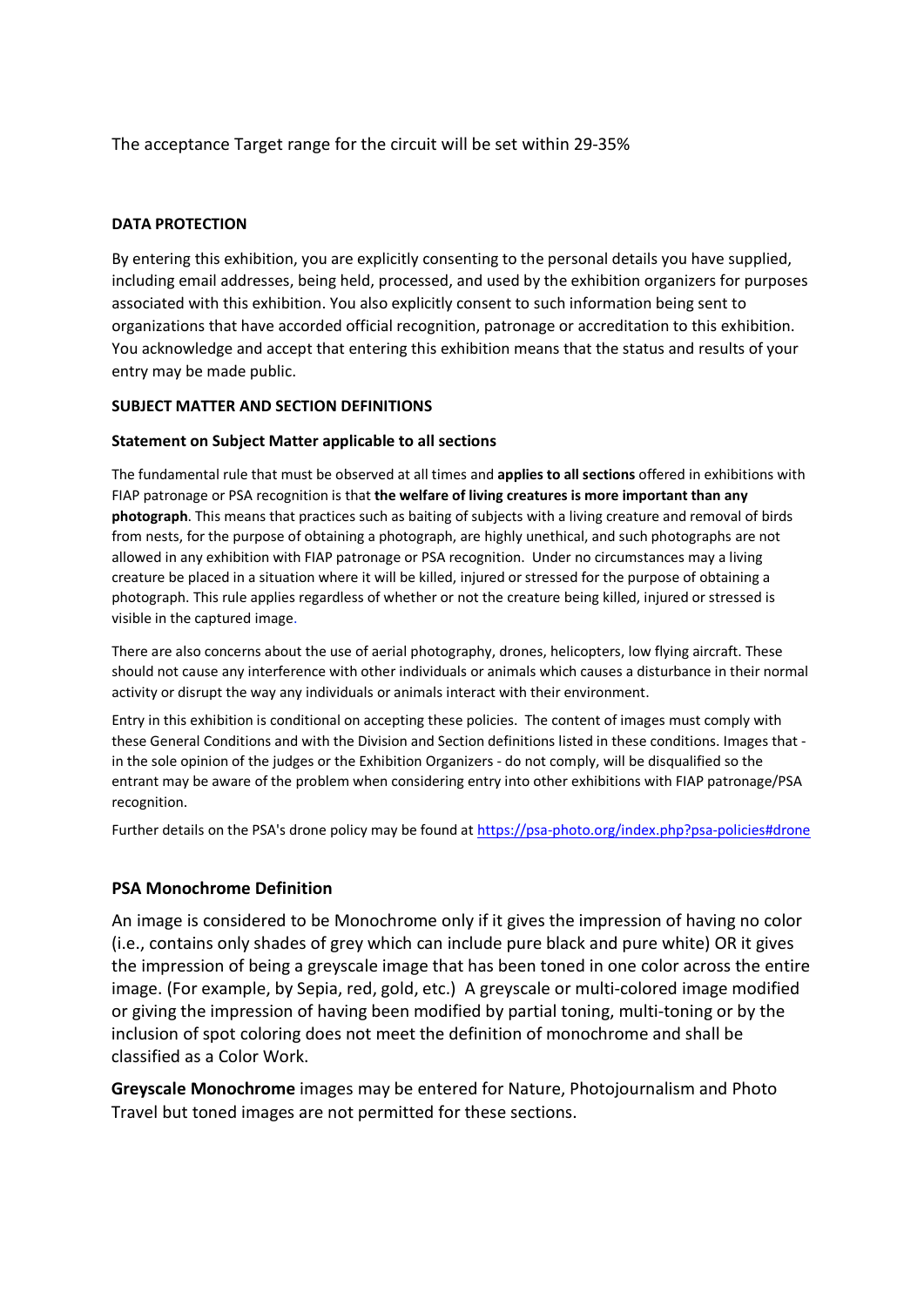The acceptance Target range for the circuit will be set within 29-35%

**DATA PROTECTION**

By entering this exhibition, you are explicitly consenting to the personal details you have supplied, including email addresses, being held, processed, and used by the exhibition organizers for purposes associated with this exhibition. You also explicitly consent to such information being sent to organizations that have accorded official recognition, patronage or accreditation to this exhibition. You acknowledge and accept that entering this exhibition means that the status and results of your entry may be made public.

**SUBJECT MATTER AND SECTION DEFINITIONS**

**Statement on Subject Matter applicable to all sections**

The fundamental rule that must be observed at all times and **applies to all sections** offered in exhibitions with FIAP patronage or PSA recognition is that **the welfare of living creatures is more important than any photograph**. This means that practices such as baiting of subjects with a living creature and removal of birds from nests, for the purpose of obtaining a photograph, are highly unethical, and such photographs are not allowed in any exhibition with FIAP patronage or PSA recognition. Under no circumstances may a living creature be placed in a situation where it will be killed, injured or stressed for the purpose of obtaining a photograph. This rule applies regardless of whether or not the creature being killed, injured or stressed is visible in the captured image.

There are also concerns about the use of aerial photography, drones, helicopters, low flying aircraft. These should not cause any interference with other individuals or animals which causes a disturbance in their normal activity or disrupt the way any individuals or animals interact with their environment.

Entry in this exhibition is conditional on accepting these policies. The content of images must comply with these General Conditions and with the Division and Section definitions listed in these conditions. Images that - in the sole opinion of the judges or the Exhibition Organizers - do not comply, will be disqualified so the entrant may be aware of the problem when considering entry into other exhibitions with FIAP patronage/PSA recognition.

Further details on the PSA's drone policy may be found at https://psa-photo.org/index.php?psa-policies#drone

## PSA Monochrome Definition

An image is considered to be Monochrome only if it gives the impression of having no color (i.e., contains only shades of grey which can include pure black and pure white) OR it gives the impression of being a greyscale image that has been toned in one color across the entire image. (For example, by Sepia, red, gold, etc.) A greyscale or multi-colored image modified or giving the impression of having been modified by partial toning, multi-toning or by the inclusion of spot coloring does not meet the definition of monochrome and shall be classified as a Color Work.

**Greyscale Monochrome** images may be entered for Nature, Photojournalism and Photo Travel but toned images are not permitted for these sections.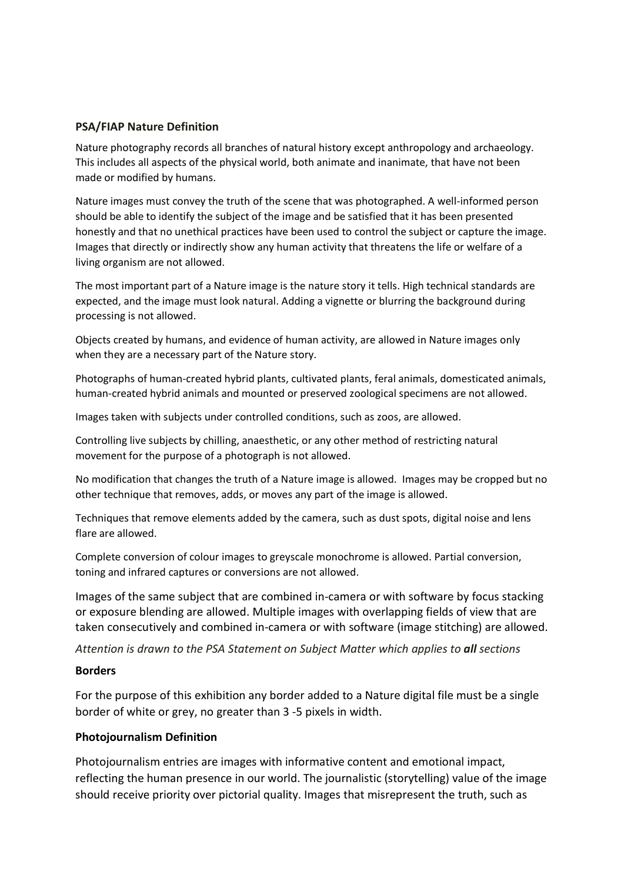**PSA/FIAP Nature Definition**

Nature photography records all branches of natural history except anthropology and archaeology. This includes all aspects of the physical world, both animate and inanimate, that have not been made or modified by humans.

Nature images must convey the truth of the scene that was photographed. A well-informed person should be able to identify the subject of the image and be satisfied that it has been presented honestly and that no unethical practices have been used to control the subject or capture the image. Images that directly or indirectly show any human activity that threatens the life or welfare of a living organism are not allowed.

The most important part of a Nature image is the nature story it tells. High technical standards are expected, and the image must look natural. Adding a vignette or blurring the background during processing is not allowed.

Objects created by humans, and evidence of human activity, are allowed in Nature images only when they are a necessary part of the Nature story.

Photographs of human-created hybrid plants, cultivated plants, feral animals, domesticated animals, human-created hybrid animals and mounted or preserved zoological specimens are not allowed.

Images taken with subjects under controlled conditions, such as zoos, are allowed.

Controlling live subjects by chilling, anaesthetic, or any other method of restricting natural movement for the purpose of a photograph is not allowed.

No modification that changes the truth of a Nature image is allowed. Images may be cropped but no other technique that removes, adds, or moves any part of the image is allowed.

Techniques that remove elements added by the camera, such as dust spots, digital noise and lens flare are allowed.

Complete conversion of colour images to greyscale monochrome is allowed. Partial conversion, toning and infrared captures or conversions are not allowed.

Images of the same subject that are combined in-camera or with software by focus stacking or exposure blending are allowed. Multiple images with overlapping fields of view that are taken consecutively and combined in-camera or with software (image stitching) are allowed.

*Attention is drawn to the PSA Statement on Subject Matter which applies to **all** sections*

**Borders**

For the purpose of this exhibition any border added to a Nature digital file must be a single border of white or grey, no greater than 3 -5 pixels in width.

**Photojournalism Definition**

Photojournalism entries are images with informative content and emotional impact, reflecting the human presence in our world. The journalistic (storytelling) value of the image should receive priority over pictorial quality. Images that misrepresent the truth, such as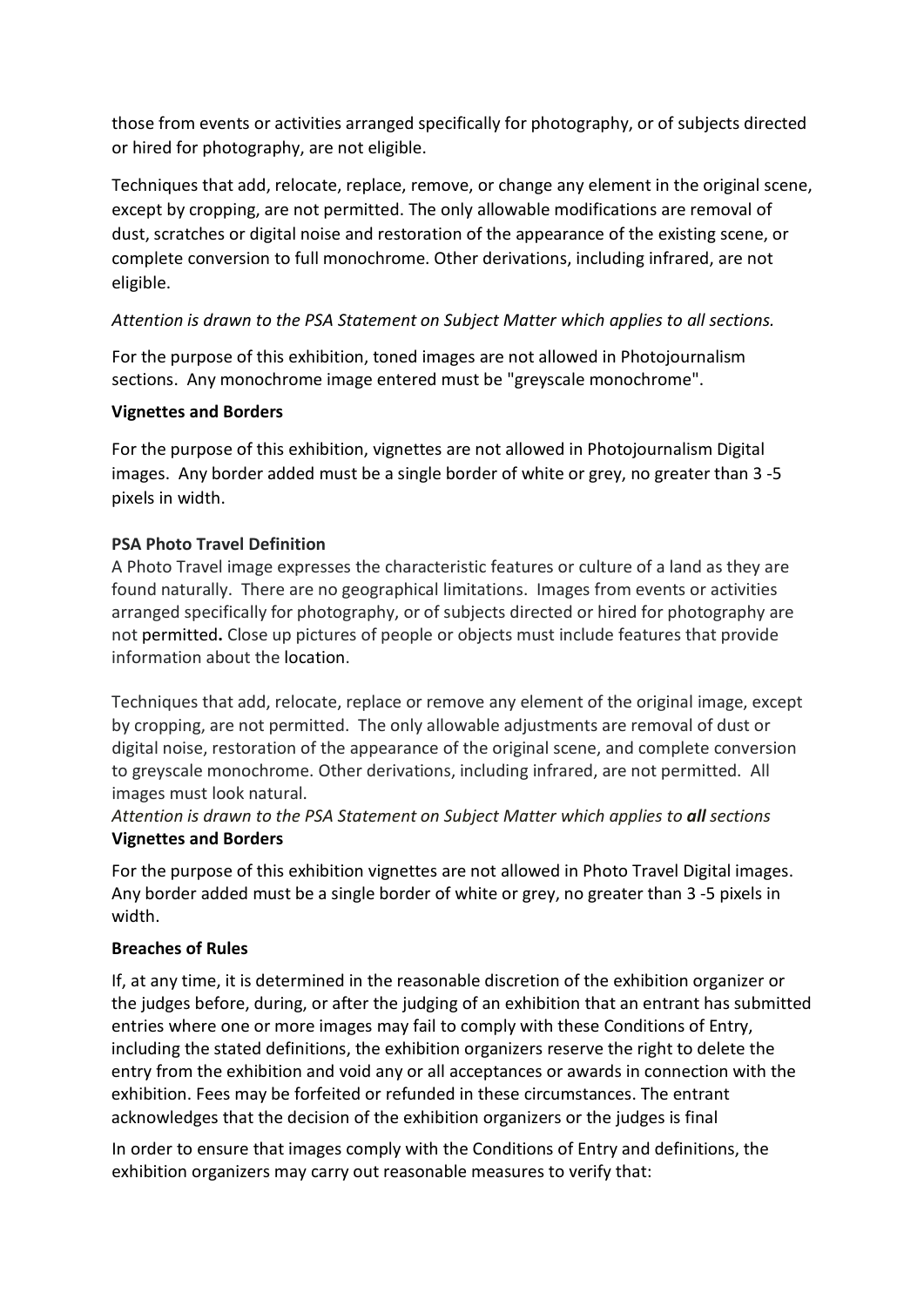those from events or activities arranged specifically for photography, or of subjects directed or hired for photography, are not eligible.

Techniques that add, relocate, replace, remove, or change any element in the original scene, except by cropping, are not permitted. The only allowable modifications are removal of dust, scratches or digital noise and restoration of the appearance of the existing scene, or complete conversion to full monochrome. Other derivations, including infrared, are not eligible.

*Attention is drawn to the PSA Statement on Subject Matter which applies to all sections.*

For the purpose of this exhibition, toned images are not allowed in Photojournalism sections. Any monochrome image entered must be "greyscale monochrome".

**Vignettes and Borders**

For the purpose of this exhibition, vignettes are not allowed in Photojournalism Digital images. Any border added must be a single border of white or grey, no greater than 3 -5 pixels in width.

**PSA Photo Travel Definition**

A Photo Travel image expresses the characteristic features or culture of a land as they are found naturally. There are no geographical limitations. Images from events or activities arranged specifically for photography, or of subjects directed or hired for photography are not permitted**.** Close up pictures of people or objects must include features that provide information about the location.

Techniques that add, relocate, replace or remove any element of the original image, except by cropping, are not permitted. The only allowable adjustments are removal of dust or digital noise, restoration of the appearance of the original scene, and complete conversion to greyscale monochrome. Other derivations, including infrared, are not permitted. All images must look natural.

*Attention is drawn to the PSA Statement on Subject Matter which applies to* ***all*** *sections*

**Vignettes and Borders**

For the purpose of this exhibition vignettes are not allowed in Photo Travel Digital images. Any border added must be a single border of white or grey, no greater than 3 -5 pixels in width.

**Breaches of Rules**

If, at any time, it is determined in the reasonable discretion of the exhibition organizer or the judges before, during, or after the judging of an exhibition that an entrant has submitted entries where one or more images may fail to comply with these Conditions of Entry, including the stated definitions, the exhibition organizers reserve the right to delete the entry from the exhibition and void any or all acceptances or awards in connection with the exhibition. Fees may be forfeited or refunded in these circumstances. The entrant acknowledges that the decision of the exhibition organizers or the judges is final

In order to ensure that images comply with the Conditions of Entry and definitions, the exhibition organizers may carry out reasonable measures to verify that: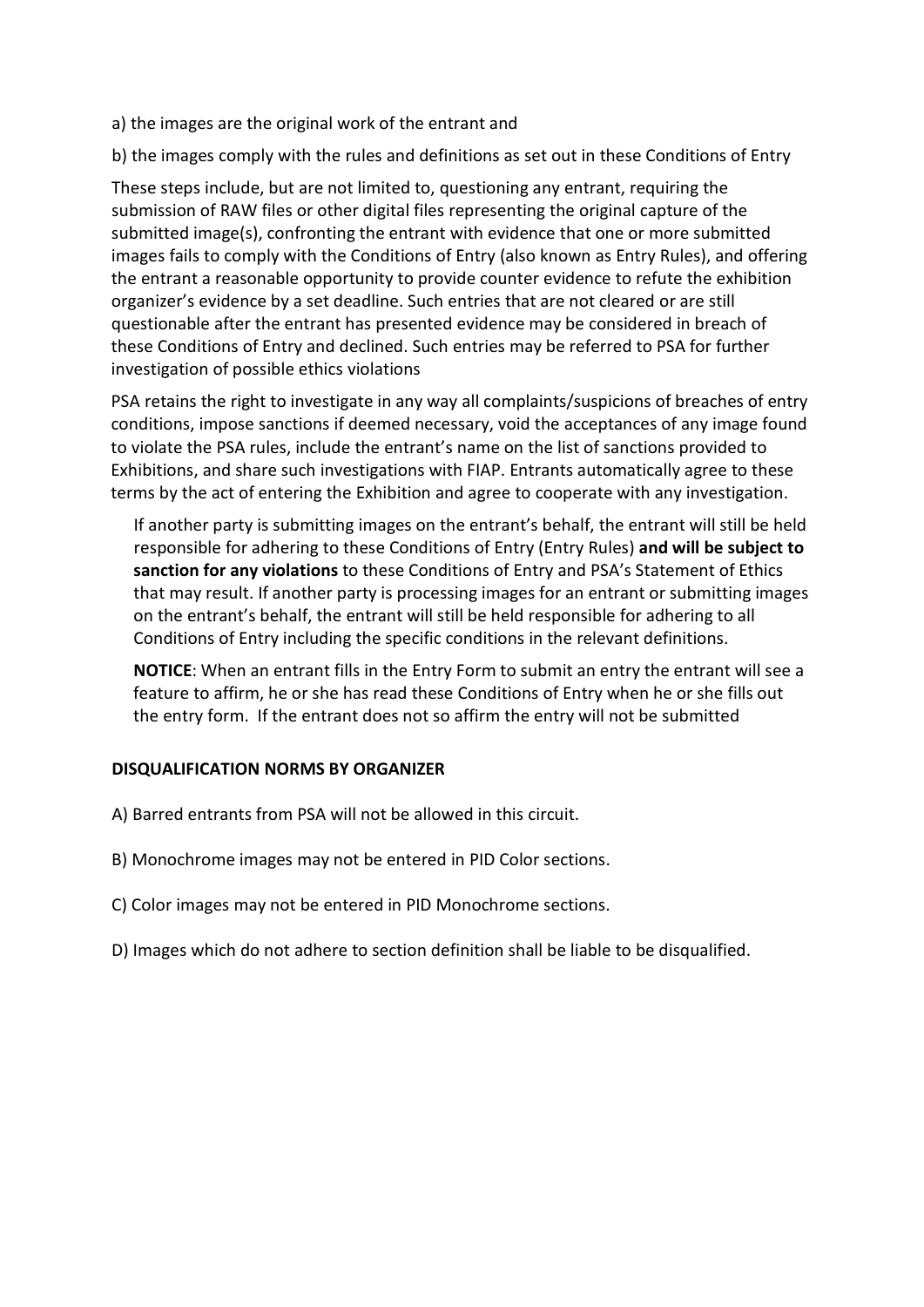a) the images are the original work of the entrant and

b) the images comply with the rules and definitions as set out in these Conditions of Entry

These steps include, but are not limited to, questioning any entrant, requiring the submission of RAW files or other digital files representing the original capture of the submitted image(s), confronting the entrant with evidence that one or more submitted images fails to comply with the Conditions of Entry (also known as Entry Rules), and offering the entrant a reasonable opportunity to provide counter evidence to refute the exhibition organizer's evidence by a set deadline. Such entries that are not cleared or are still questionable after the entrant has presented evidence may be considered in breach of these Conditions of Entry and declined. Such entries may be referred to PSA for further investigation of possible ethics violations

PSA retains the right to investigate in any way all complaints/suspicions of breaches of entry conditions, impose sanctions if deemed necessary, void the acceptances of any image found to violate the PSA rules, include the entrant's name on the list of sanctions provided to Exhibitions, and share such investigations with FIAP. Entrants automatically agree to these terms by the act of entering the Exhibition and agree to cooperate with any investigation.

If another party is submitting images on the entrant's behalf, the entrant will still be held responsible for adhering to these Conditions of Entry (Entry Rules) **and will be subject to sanction for any violations** to these Conditions of Entry and PSA's Statement of Ethics that may result. If another party is processing images for an entrant or submitting images on the entrant's behalf, the entrant will still be held responsible for adhering to all Conditions of Entry including the specific conditions in the relevant definitions.

**NOTICE**: When an entrant fills in the Entry Form to submit an entry the entrant will see a feature to affirm, he or she has read these Conditions of Entry when he or she fills out the entry form. If the entrant does not so affirm the entry will not be submitted

**DISQUALIFICATION NORMS BY ORGANIZER**

A) Barred entrants from PSA will not be allowed in this circuit.

B) Monochrome images may not be entered in PID Color sections.

C) Color images may not be entered in PID Monochrome sections.

D) Images which do not adhere to section definition shall be liable to be disqualified.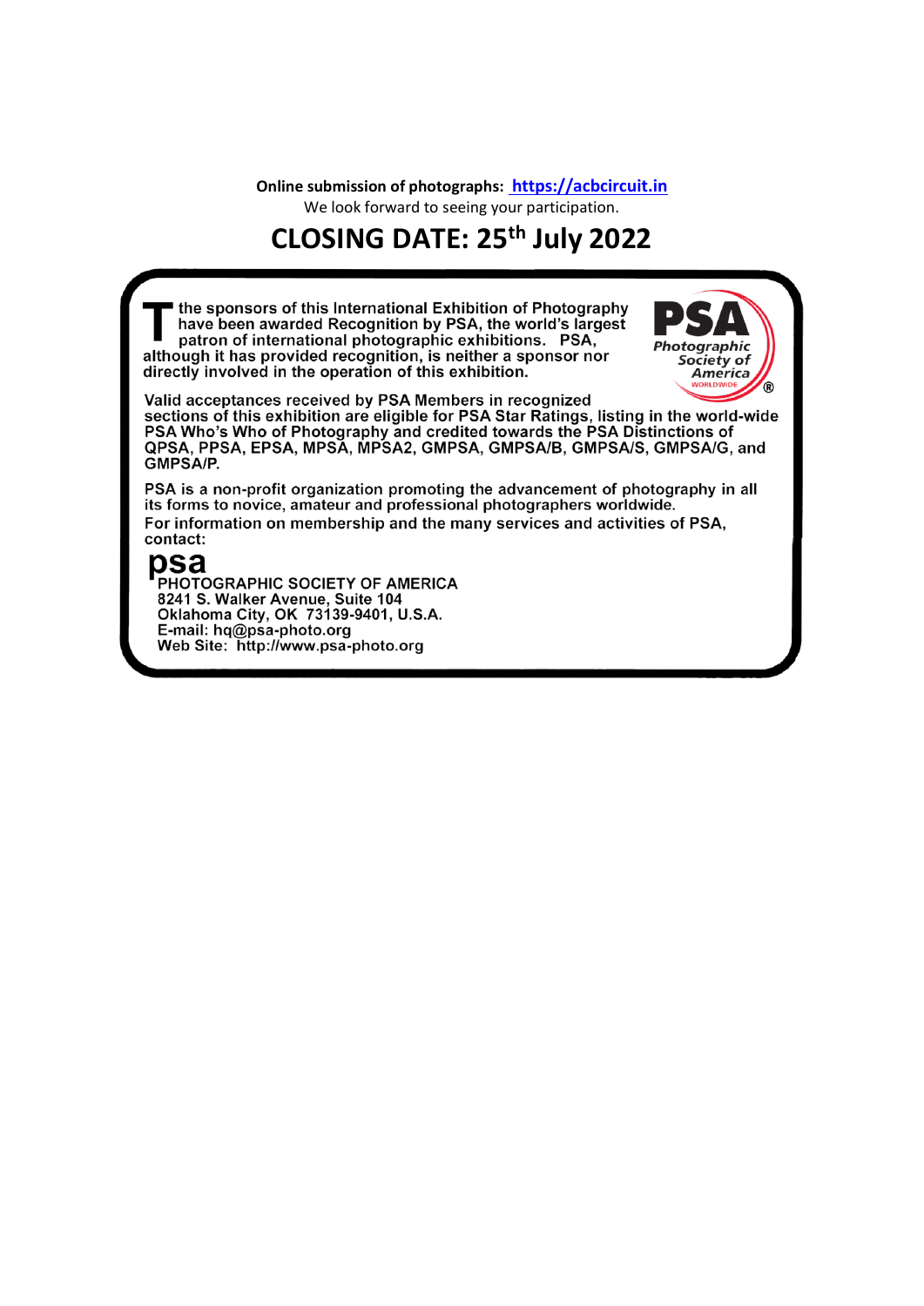**Online submission of photographs: [https://acbcircuit.in](https://acbcircuit.in)**

We look forward to seeing your participation.

# CLOSING DATE: 25th July 2022

The sponsors of this International Exhibition of Photography have been awarded Recognition by PSA, the world's largest patron of international photographic exhibitions. PSA, although it has provided recognition, is neither a sponsor nor directly involved in the operation of this exhibition.

Valid acceptances received by PSA Members in recognized sections of this exhibition are eligible for PSA Star Ratings, listing in the world-wide PSA Who's Who of Photography and credited towards the PSA Distinctions of QPSA, PPSA, EPSA, MPSA, MPSA2, GMPSA, GMPSA/B, GMPSA/S, GMPSA/G, and GMPSA/P.

PSA is a non-profit organization promoting the advancement of photography in all its forms to novice, amateur and professional photographers worldwide.

For information on membership and the many services and activities of PSA, contact:

**psa**
PHOTOGRAPHIC SOCIETY OF AMERICA
8241 S. Walker Avenue, Suite 104
Oklahoma City, OK 73139-9401, U.S.A.
E-mail: hq@psa-photo.org
Web Site: http://www.psa-photo.org